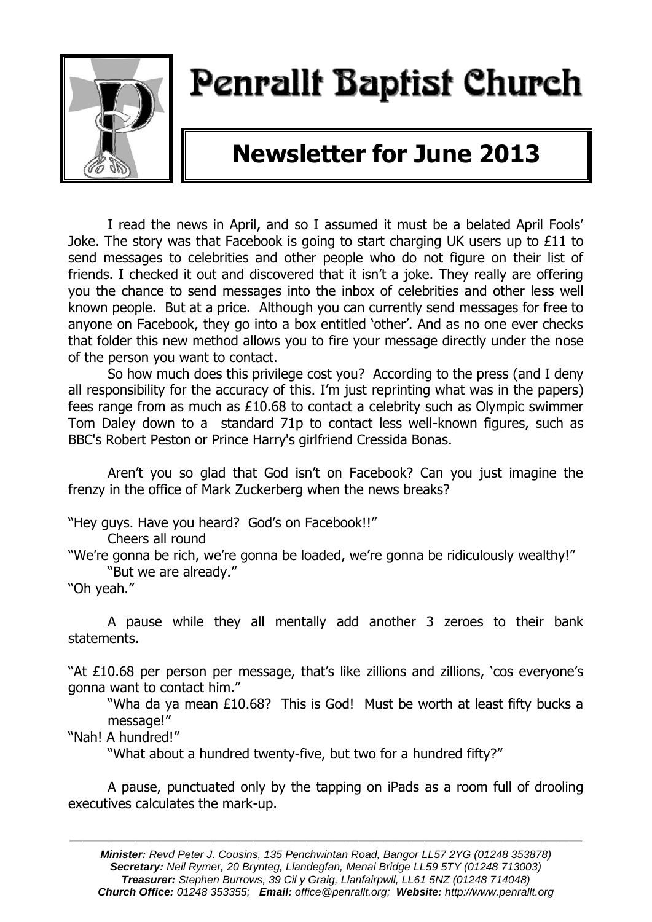# Penrallt Baptist Church

## Newsletter for June 2013

I read the news in April, and so I assumed it must be a belated April Fools' Joke. The story was that Facebook is going to start charging UK users up to £11 to send messages to celebrities and other people who do not figure on their list of friends. I checked it out and discovered that it isn't a joke. They really are offering you the chance to send messages into the inbox of celebrities and other less well known people. But at a price. Although you can currently send messages for free to anyone on Facebook, they go into a box entitled 'other'. And as no one ever checks that folder this new method allows you to fire your message directly under the nose of the person you want to contact.

So how much does this privilege cost you? According to the press (and I deny all responsibility for the accuracy of this. I'm just reprinting what was in the papers) fees range from as much as £10.68 to contact a celebrity such as Olympic swimmer Tom Daley down to a standard 71p to contact less well-known figures, such as BBC's Robert Peston or Prince Harry's girlfriend Cressida Bonas.

Aren't you so glad that God isn't on Facebook? Can you just imagine the frenzy in the office of Mark Zuckerberg when the news breaks?

"Hey guys. Have you heard? God's on Facebook!!"

Cheers all round

"We're gonna be rich, we're gonna be loaded, we're gonna be ridiculously wealthy!"

"But we are already."

"Oh yeah."

A pause while they all mentally add another 3 zeroes to their bank statements.

"At £10.68 per person per message, that's like zillions and zillions, 'cos everyone's gonna want to contact him."

"Wha da ya mean £10.68? This is God! Must be worth at least fifty bucks a message!"

"Nah! A hundred!"

"What about a hundred twenty-five, but two for a hundred fifty?"

A pause, punctuated only by the tapping on iPads as a room full of drooling executives calculates the mark-up.

---

***Minister:*** *Revd Peter J. Cousins, 135 Penchwintan Road, Bangor LL57 2YG (01248 353878)*
***Secretary:*** *Neil Rymer, 20 Brynteg, Llandegfan, Menai Bridge LL59 5TY (01248 713003)*
***Treasurer:*** *Stephen Burrows, 39 Cil y Graig, Llanfairpwll, LL61 5NZ (01248 714048)*
***Church Office:*** *01248 353355;* ***Email:*** *office@penrallt.org;* ***Website:*** *http://www.penrallt.org*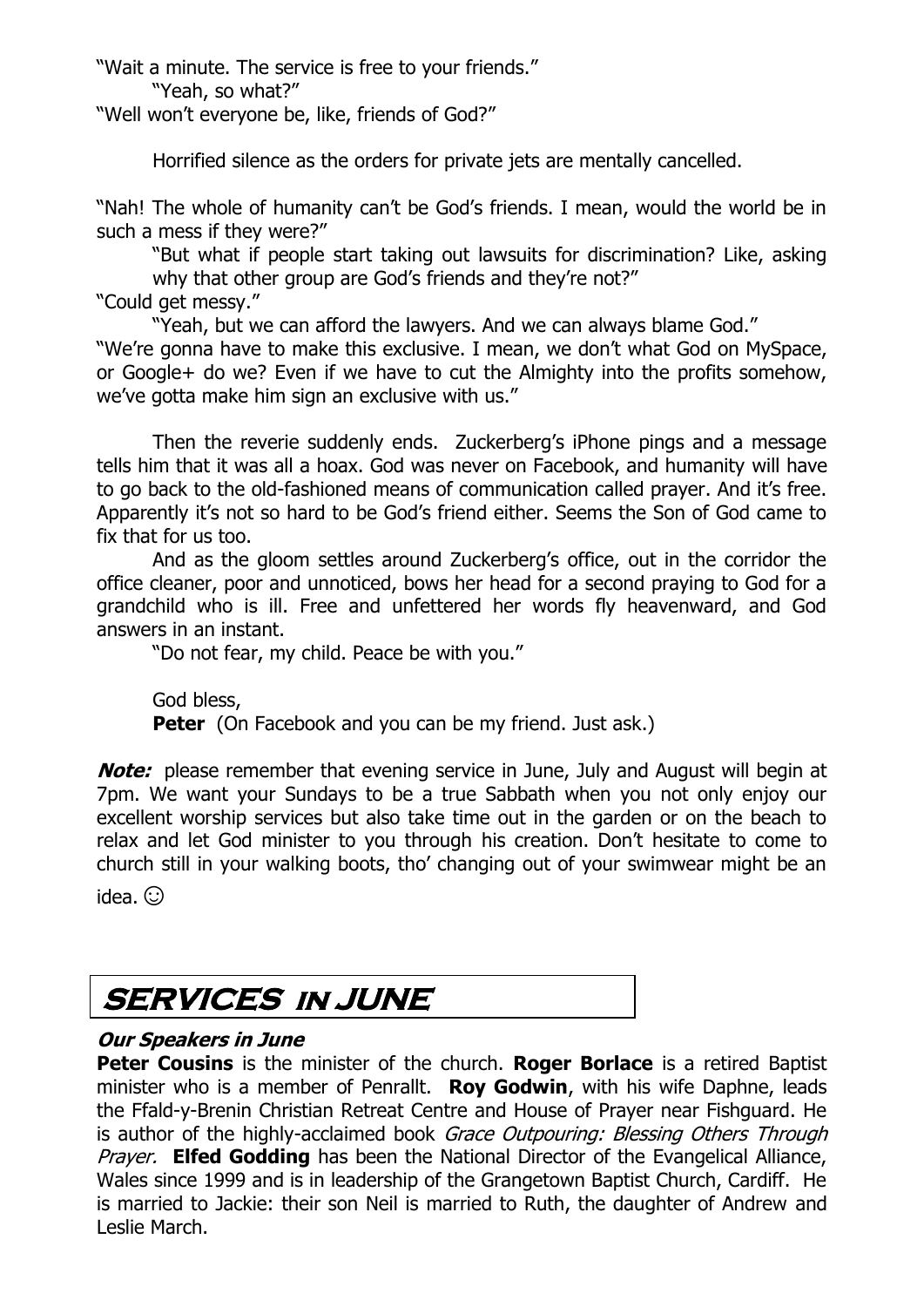"Wait a minute. The service is free to your friends."

"Yeah, so what?"

"Well won't everyone be, like, friends of God?"

Horrified silence as the orders for private jets are mentally cancelled.

"Nah! The whole of humanity can't be God's friends. I mean, would the world be in such a mess if they were?"

"But what if people start taking out lawsuits for discrimination? Like, asking why that other group are God's friends and they're not?"

"Could get messy."

"Yeah, but we can afford the lawyers. And we can always blame God."

"We're gonna have to make this exclusive. I mean, we don't what God on MySpace, or Google+ do we? Even if we have to cut the Almighty into the profits somehow, we've gotta make him sign an exclusive with us."

Then the reverie suddenly ends. Zuckerberg's iPhone pings and a message tells him that it was all a hoax. God was never on Facebook, and humanity will have to go back to the old-fashioned means of communication called prayer. And it's free. Apparently it's not so hard to be God's friend either. Seems the Son of God came to fix that for us too.

And as the gloom settles around Zuckerberg's office, out in the corridor the office cleaner, poor and unnoticed, bows her head for a second praying to God for a grandchild who is ill. Free and unfettered her words fly heavenward, and God answers in an instant.

"Do not fear, my child. Peace be with you."

God bless,

**Peter** (On Facebook and you can be my friend. Just ask.)

***Note:*** please remember that evening service in June, July and August will begin at 7pm. We want your Sundays to be a true Sabbath when you not only enjoy our excellent worship services but also take time out in the garden or on the beach to relax and let God minister to you through his creation. Don't hesitate to come to church still in your walking boots, tho' changing out of your swimwear might be an idea. ☺

## SERVICES IN JUNE

***Our Speakers in June***

**Peter Cousins** is the minister of the church. **Roger Borlace** is a retired Baptist minister who is a member of Penrallt. **Roy Godwin**, with his wife Daphne, leads the Ffald-y-Brenin Christian Retreat Centre and House of Prayer near Fishguard. He is author of the highly-acclaimed book *Grace Outpouring: Blessing Others Through Prayer.* **Elfed Godding** has been the National Director of the Evangelical Alliance, Wales since 1999 and is in leadership of the Grangetown Baptist Church, Cardiff. He is married to Jackie: their son Neil is married to Ruth, the daughter of Andrew and Leslie March.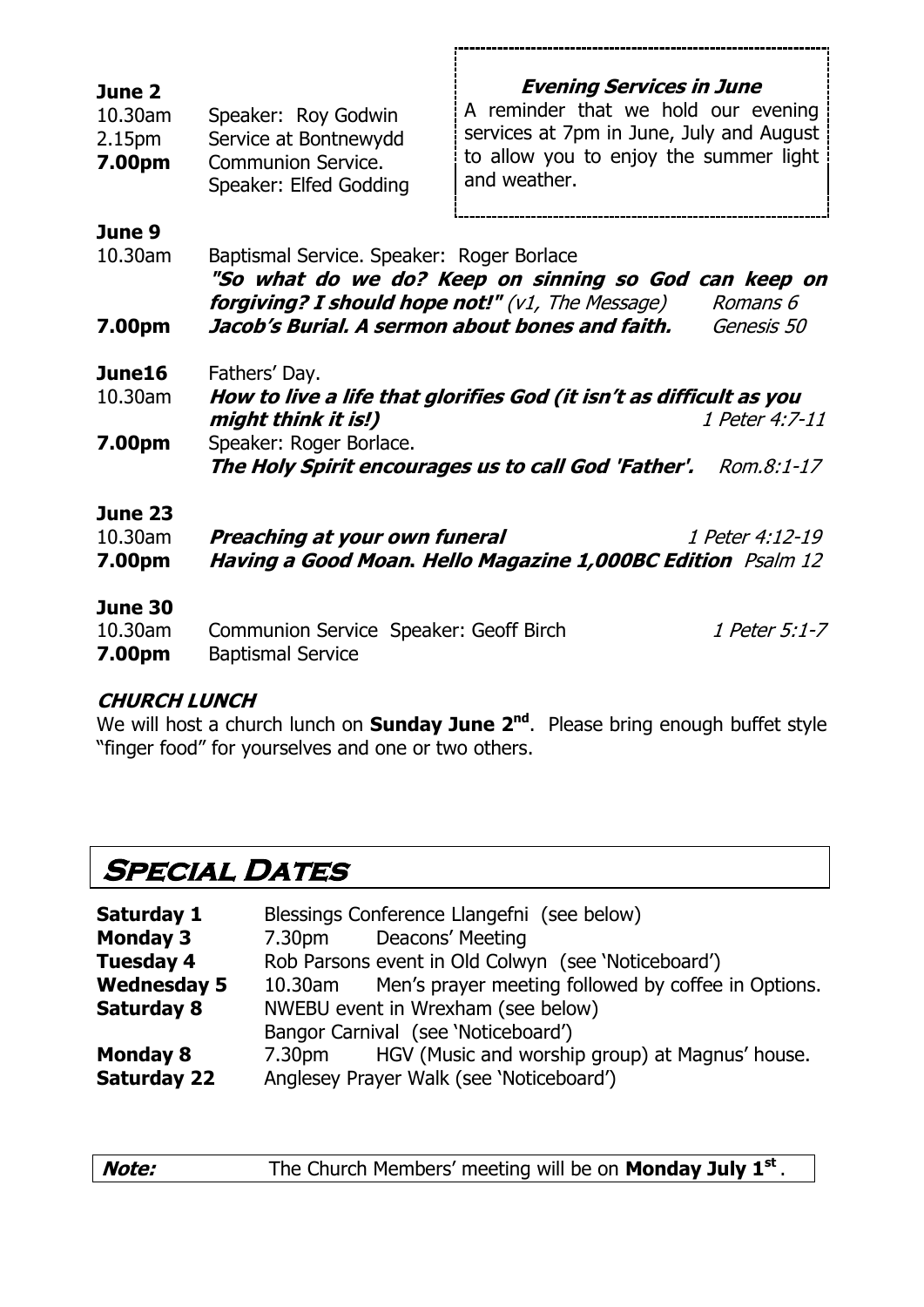**June 2**

10.30am Speaker: Roy Godwin
2.15pm Service at Bontnewydd
**7.00pm** Communion Service. Speaker: Elfed Godding

> ***Evening Services in June***
>
> A reminder that we hold our evening services at 7pm in June, July and August to allow you to enjoy the summer light and weather.

**June 9**

10.30am Baptismal Service. Speaker: Roger Borlace
***"So what do we do? Keep on sinning so God can keep on forgiving? I should hope not!"*** *(v1, The Message)* *Romans 6*
**7.00pm** ***Jacob's Burial. A sermon about bones and faith.*** *Genesis 50*

**June16** Fathers' Day.

10.30am ***How to live a life that glorifies God (it isn't as difficult as you might think it is!)*** *1 Peter 4:7-11*
**7.00pm** Speaker: Roger Borlace.
***The Holy Spirit encourages us to call God 'Father'.*** *Rom.8:1-17*

**June 23**

10.30am ***Preaching at your own funeral*** *1 Peter 4:12-19*
**7.00pm** ***Having a Good Moan. Hello Magazine 1,000BC Edition*** *Psalm 12*

**June 30**

10.30am Communion Service Speaker: Geoff Birch *1 Peter 5:1-7*
**7.00pm** Baptismal Service

***CHURCH LUNCH***

We will host a church lunch on **Sunday June 2nd**. Please bring enough buffet style "finger food" for yourselves and one or two others.

# Special Dates

| | |
|---|---|
| **Saturday 1** | Blessings Conference Llangefni (see below) |
| **Monday 3** | 7.30pm Deacons' Meeting |
| **Tuesday 4** | Rob Parsons event in Old Colwyn (see 'Noticeboard') |
| **Wednesday 5** | 10.30am Men's prayer meeting followed by coffee in Options. |
| **Saturday 8** | NWEBU event in Wrexham (see below) |
| | Bangor Carnival (see 'Noticeboard') |
| **Monday 8** | 7.30pm HGV (Music and worship group) at Magnus' house. |
| **Saturday 22** | Anglesey Prayer Walk (see 'Noticeboard') |

***Note:*** The Church Members' meeting will be on **Monday July 1st** .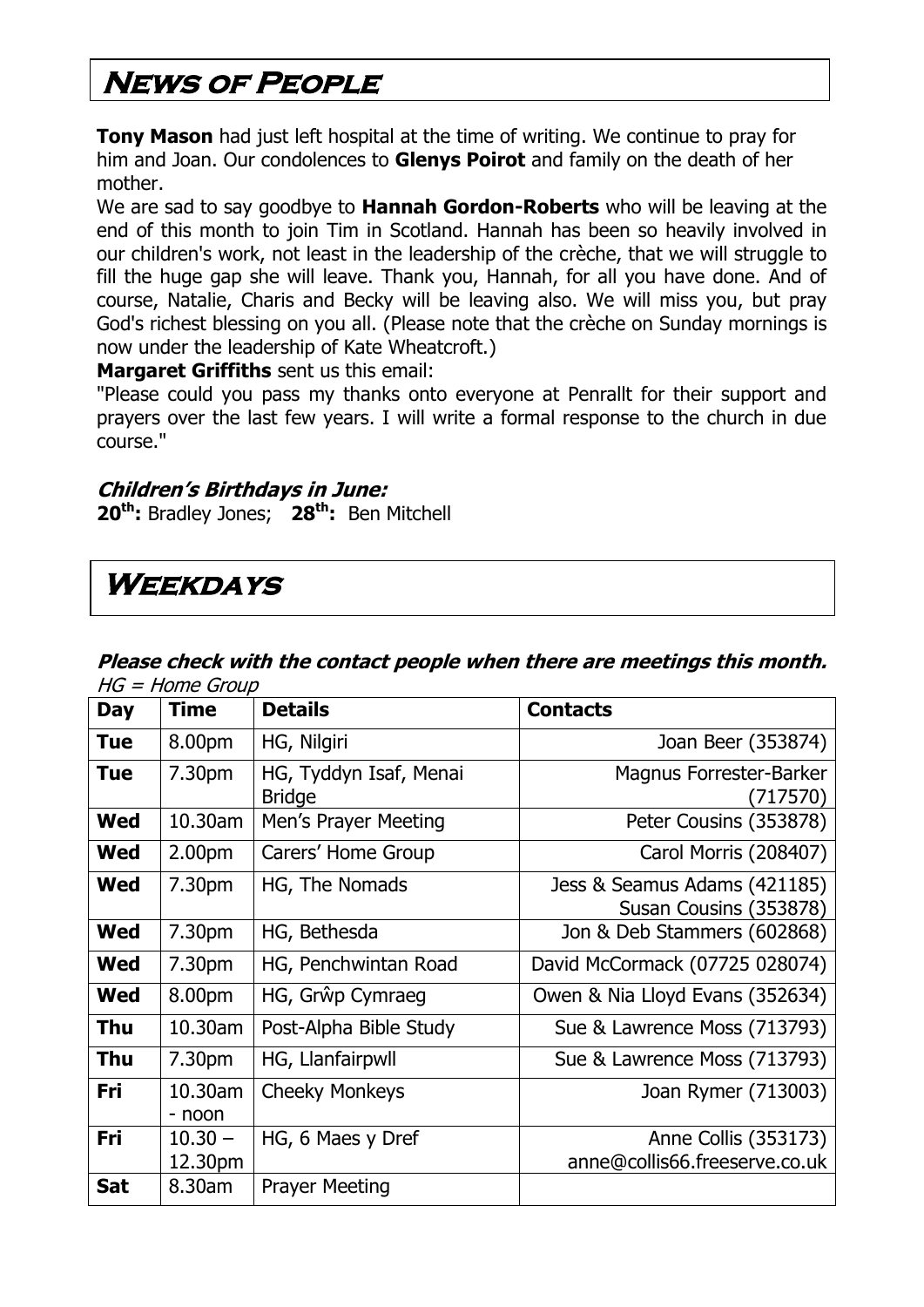# News of People

**Tony Mason** had just left hospital at the time of writing. We continue to pray for him and Joan. Our condolences to **Glenys Poirot** and family on the death of her mother.

We are sad to say goodbye to **Hannah Gordon-Roberts** who will be leaving at the end of this month to join Tim in Scotland. Hannah has been so heavily involved in our children's work, not least in the leadership of the crèche, that we will struggle to fill the huge gap she will leave. Thank you, Hannah, for all you have done. And of course, Natalie, Charis and Becky will be leaving also. We will miss you, but pray God's richest blessing on you all. (Please note that the crèche on Sunday mornings is now under the leadership of Kate Wheatcroft.)

**Margaret Griffiths** sent us this email:

"Please could you pass my thanks onto everyone at Penrallt for their support and prayers over the last few years. I will write a formal response to the church in due course."

***Children's Birthdays in June:***

**20th:** Bradley Jones; **28th:** Ben Mitchell

# Weekdays

***Please check with the contact people when there are meetings this month.***

*HG = Home Group*

| Day | Time | Details | Contacts |
|---|---|---|---|
| **Tue** | 8.00pm | HG, Nilgiri | Joan Beer (353874) |
| **Tue** | 7.30pm | HG, Tyddyn Isaf, Menai Bridge | Magnus Forrester-Barker (717570) |
| **Wed** | 10.30am | Men's Prayer Meeting | Peter Cousins (353878) |
| **Wed** | 2.00pm | Carers' Home Group | Carol Morris (208407) |
| **Wed** | 7.30pm | HG, The Nomads | Jess & Seamus Adams (421185) Susan Cousins (353878) |
| **Wed** | 7.30pm | HG, Bethesda | Jon & Deb Stammers (602868) |
| **Wed** | 7.30pm | HG, Penchwintan Road | David McCormack (07725 028074) |
| **Wed** | 8.00pm | HG, Grŵp Cymraeg | Owen & Nia Lloyd Evans (352634) |
| **Thu** | 10.30am | Post-Alpha Bible Study | Sue & Lawrence Moss (713793) |
| **Thu** | 7.30pm | HG, Llanfairpwll | Sue & Lawrence Moss (713793) |
| **Fri** | 10.30am - noon | Cheeky Monkeys | Joan Rymer (713003) |
| **Fri** | 10.30 – 12.30pm | HG, 6 Maes y Dref | Anne Collis (353173) anne@collis66.freeserve.co.uk |
| **Sat** | 8.30am | Prayer Meeting | |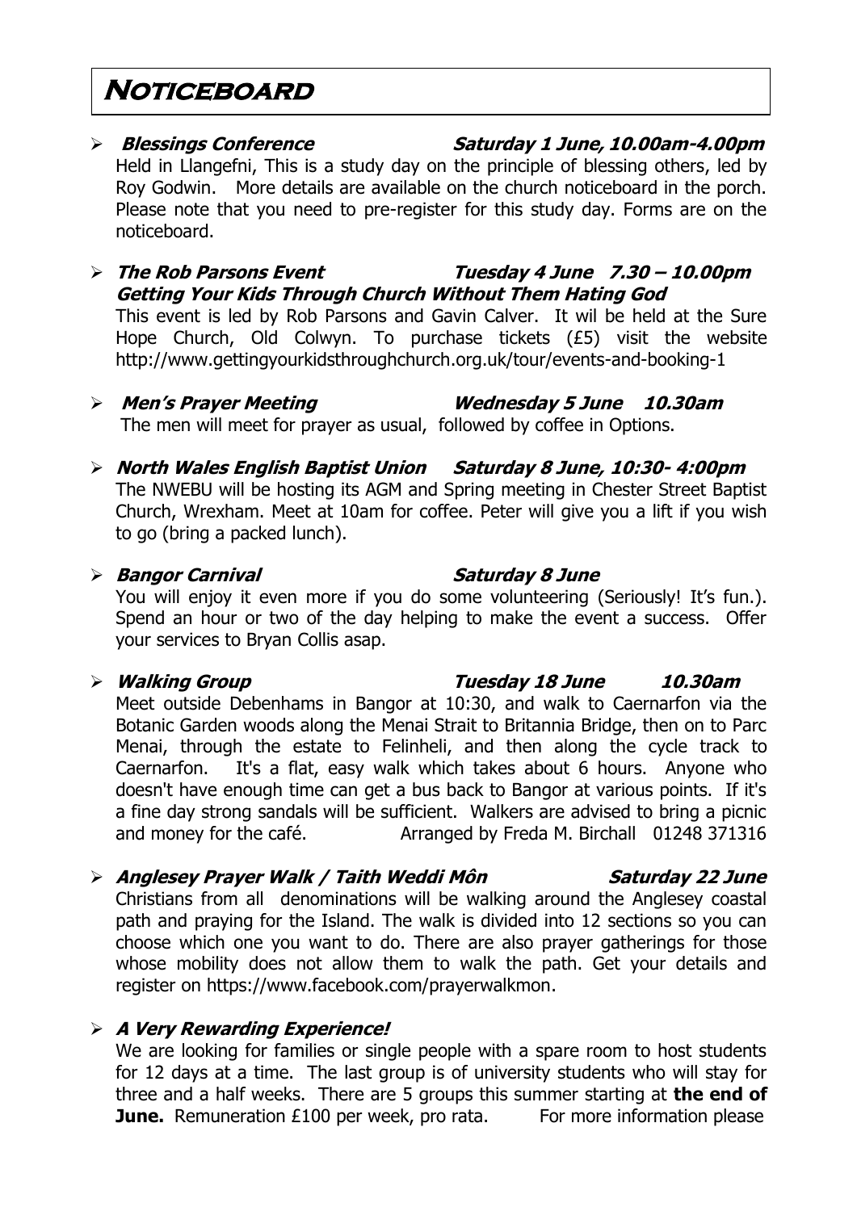# Noticeboard

- ***Blessings Conference*** ***Saturday 1 June, 10.00am-4.00pm***
  Held in Llangefni, This is a study day on the principle of blessing others, led by Roy Godwin. More details are available on the church noticeboard in the porch. Please note that you need to pre-register for this study day. Forms are on the noticeboard.

- ***The Rob Parsons Event*** ***Tuesday 4 June 7.30 – 10.00pm***
  ***Getting Your Kids Through Church Without Them Hating God***
  This event is led by Rob Parsons and Gavin Calver. It wil be held at the Sure Hope Church, Old Colwyn. To purchase tickets (£5) visit the website http://www.gettingyourkidsthroughchurch.org.uk/tour/events-and-booking-1

- ***Men's Prayer Meeting*** ***Wednesday 5 June 10.30am***
  The men will meet for prayer as usual, followed by coffee in Options.

- ***North Wales English Baptist Union*** ***Saturday 8 June, 10:30- 4:00pm***
  The NWEBU will be hosting its AGM and Spring meeting in Chester Street Baptist Church, Wrexham. Meet at 10am for coffee. Peter will give you a lift if you wish to go (bring a packed lunch).

- ***Bangor Carnival*** ***Saturday 8 June***
  You will enjoy it even more if you do some volunteering (Seriously! It's fun.). Spend an hour or two of the day helping to make the event a success. Offer your services to Bryan Collis asap.

- ***Walking Group*** ***Tuesday 18 June*** ***10.30am***
  Meet outside Debenhams in Bangor at 10:30, and walk to Caernarfon via the Botanic Garden woods along the Menai Strait to Britannia Bridge, then on to Parc Menai, through the estate to Felinheli, and then along the cycle track to Caernarfon. It's a flat, easy walk which takes about 6 hours. Anyone who doesn't have enough time can get a bus back to Bangor at various points. If it's a fine day strong sandals will be sufficient. Walkers are advised to bring a picnic and money for the café. Arranged by Freda M. Birchall 01248 371316

- ***Anglesey Prayer Walk / Taith Weddi Môn*** ***Saturday 22 June***
  Christians from all denominations will be walking around the Anglesey coastal path and praying for the Island. The walk is divided into 12 sections so you can choose which one you want to do. There are also prayer gatherings for those whose mobility does not allow them to walk the path. Get your details and register on https://www.facebook.com/prayerwalkmon.

- ***A Very Rewarding Experience!***
  We are looking for families or single people with a spare room to host students for 12 days at a time. The last group is of university students who will stay for three and a half weeks. There are 5 groups this summer starting at **the end of June.** Remuneration £100 per week, pro rata. For more information please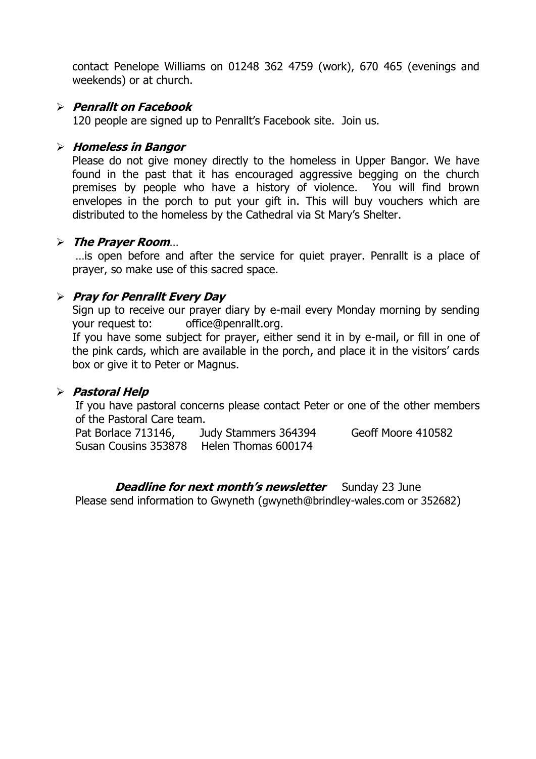contact Penelope Williams on 01248 362 4759 (work), 670 465 (evenings and weekends) or at church.

- ***Penrallt on Facebook***

  120 people are signed up to Penrallt's Facebook site. Join us.

- ***Homeless in Bangor***

  Please do not give money directly to the homeless in Upper Bangor. We have found in the past that it has encouraged aggressive begging on the church premises by people who have a history of violence. You will find brown envelopes in the porch to put your gift in. This will buy vouchers which are distributed to the homeless by the Cathedral via St Mary's Shelter.

- ***The Prayer Room***…

  …is open before and after the service for quiet prayer. Penrallt is a place of prayer, so make use of this sacred space.

- ***Pray for Penrallt Every Day***

  Sign up to receive our prayer diary by e-mail every Monday morning by sending your request to: office@penrallt.org.

  If you have some subject for prayer, either send it in by e-mail, or fill in one of the pink cards, which are available in the porch, and place it in the visitors' cards box or give it to Peter or Magnus.

- ***Pastoral Help***

  If you have pastoral concerns please contact Peter or one of the other members of the Pastoral Care team.

  Pat Borlace 713146, Judy Stammers 364394 Geoff Moore 410582
  Susan Cousins 353878 Helen Thomas 600174

***Deadline for next month's newsletter*** Sunday 23 June

Please send information to Gwyneth (gwyneth@brindley-wales.com or 352682)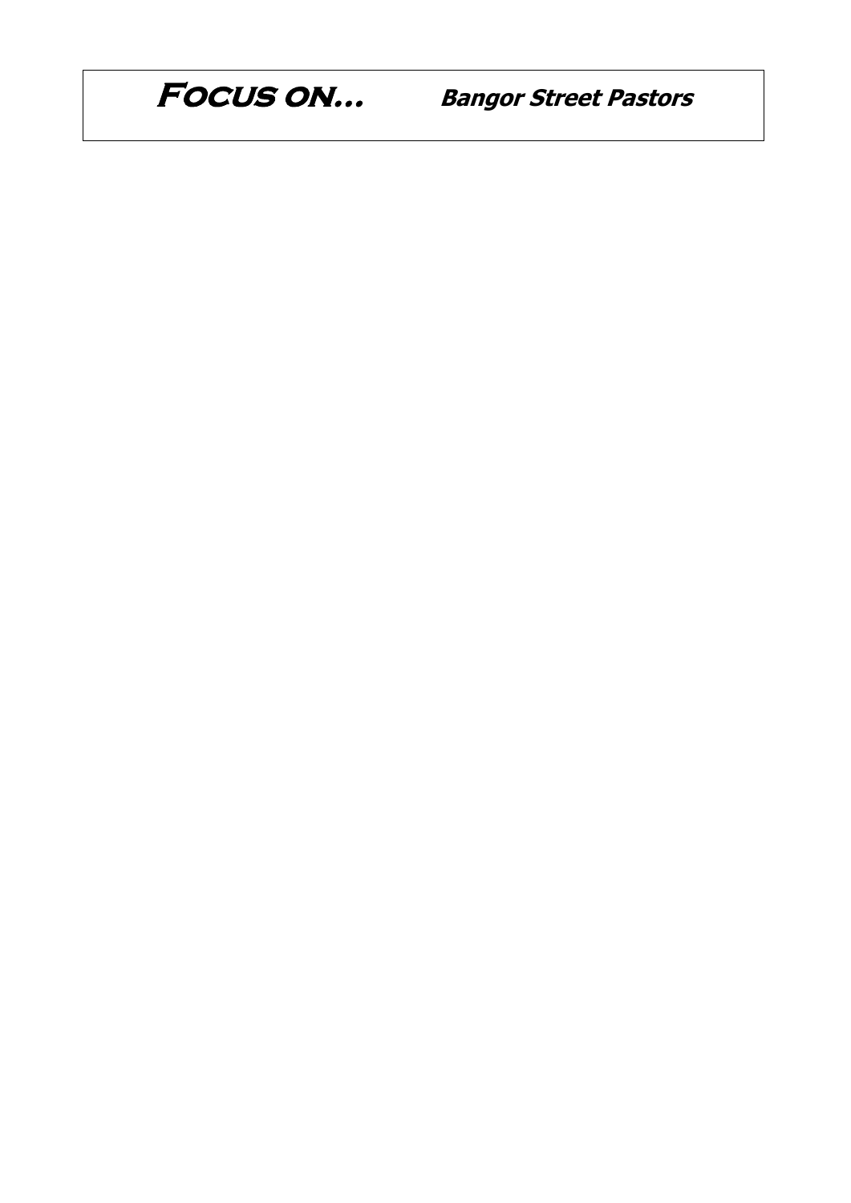# Focus on... Bangor Street Pastors